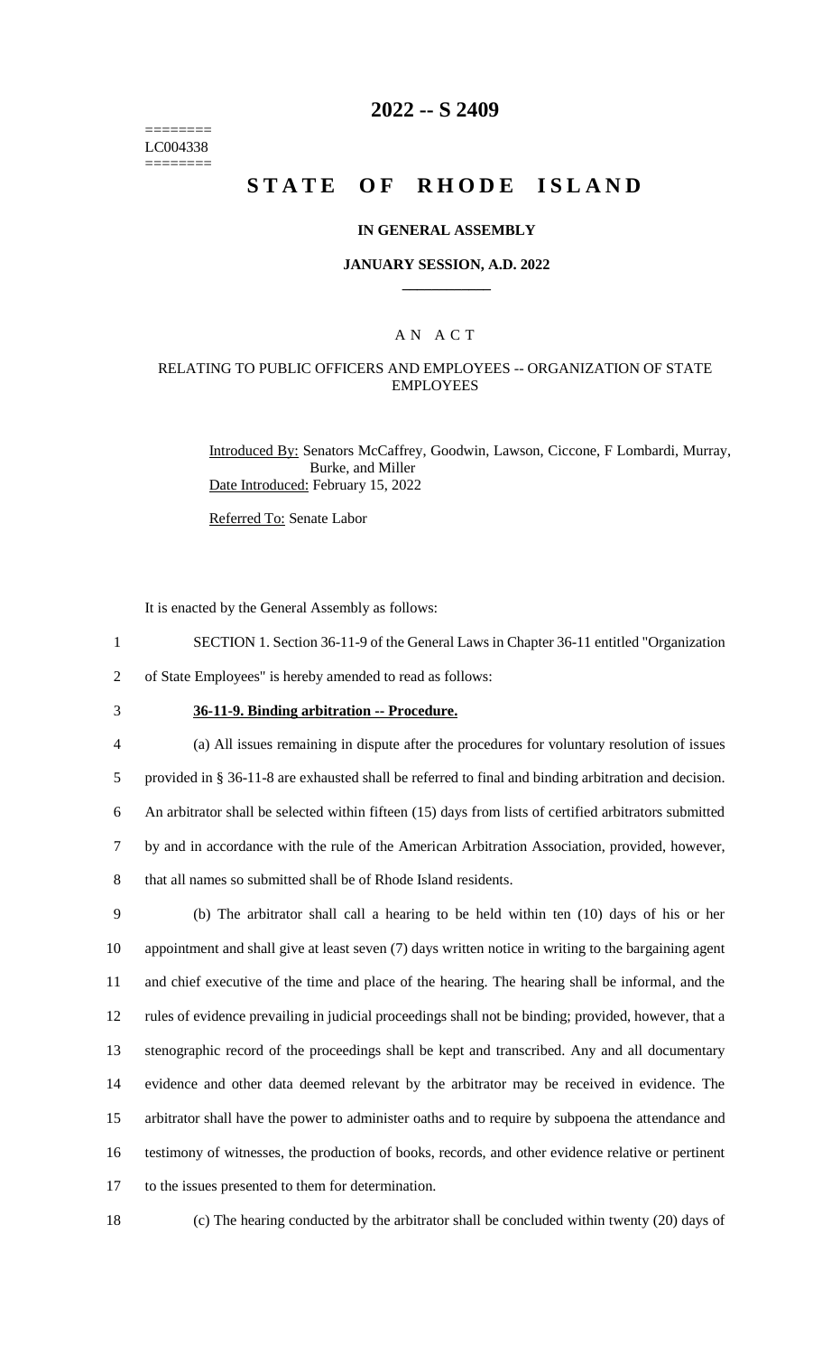========
LC004338
========

# 2022 -- S 2409

# STATE OF RHODE ISLAND

### IN GENERAL ASSEMBLY

### JANUARY SESSION, A.D. 2022

____________

### A N A C T

### RELATING TO PUBLIC OFFICERS AND EMPLOYEES -- ORGANIZATION OF STATE EMPLOYEES

Introduced By: Senators McCaffrey, Goodwin, Lawson, Ciccone, F Lombardi, Murray, Burke, and Miller

Date Introduced: February 15, 2022

Referred To: Senate Labor

It is enacted by the General Assembly as follows:

SECTION 1. Section 36-11-9 of the General Laws in Chapter 36-11 entitled "Organization of State Employees" is hereby amended to read as follows:

**36-11-9. Binding arbitration -- Procedure.**

(a) All issues remaining in dispute after the procedures for voluntary resolution of issues provided in § 36-11-8 are exhausted shall be referred to final and binding arbitration and decision. An arbitrator shall be selected within fifteen (15) days from lists of certified arbitrators submitted by and in accordance with the rule of the American Arbitration Association, provided, however, that all names so submitted shall be of Rhode Island residents.

(b) The arbitrator shall call a hearing to be held within ten (10) days of his or her appointment and shall give at least seven (7) days written notice in writing to the bargaining agent and chief executive of the time and place of the hearing. The hearing shall be informal, and the rules of evidence prevailing in judicial proceedings shall not be binding; provided, however, that a stenographic record of the proceedings shall be kept and transcribed. Any and all documentary evidence and other data deemed relevant by the arbitrator may be received in evidence. The arbitrator shall have the power to administer oaths and to require by subpoena the attendance and testimony of witnesses, the production of books, records, and other evidence relative or pertinent to the issues presented to them for determination.

(c) The hearing conducted by the arbitrator shall be concluded within twenty (20) days of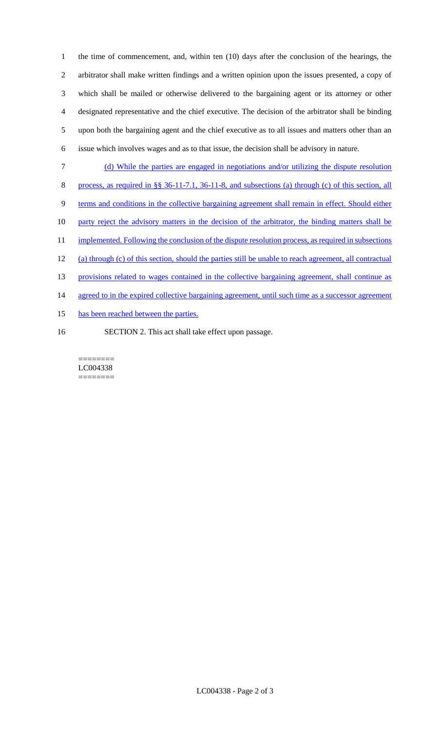the time of commencement, and, within ten (10) days after the conclusion of the hearings, the arbitrator shall make written findings and a written opinion upon the issues presented, a copy of which shall be mailed or otherwise delivered to the bargaining agent or its attorney or other designated representative and the chief executive. The decision of the arbitrator shall be binding upon both the bargaining agent and the chief executive as to all issues and matters other than an issue which involves wages and as to that issue, the decision shall be advisory in nature.

(d) While the parties are engaged in negotiations and/or utilizing the dispute resolution process, as required in §§ 36-11-7.1, 36-11-8, and subsections (a) through (c) of this section, all terms and conditions in the collective bargaining agreement shall remain in effect. Should either party reject the advisory matters in the decision of the arbitrator, the binding matters shall be implemented. Following the conclusion of the dispute resolution process, as required in subsections (a) through (c) of this section, should the parties still be unable to reach agreement, all contractual provisions related to wages contained in the collective bargaining agreement, shall continue as agreed to in the expired collective bargaining agreement, until such time as a successor agreement has been reached between the parties.

SECTION 2. This act shall take effect upon passage.

========
LC004338
========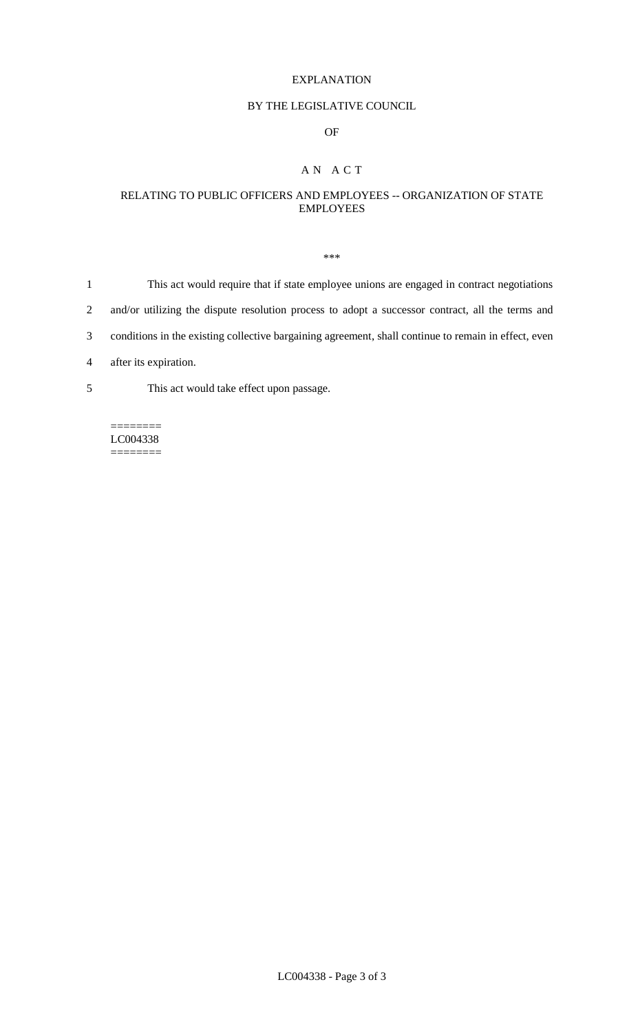EXPLANATION

BY THE LEGISLATIVE COUNCIL

OF

A N A C T

RELATING TO PUBLIC OFFICERS AND EMPLOYEES -- ORGANIZATION OF STATE EMPLOYEES

***

1 This act would require that if state employee unions are engaged in contract negotiations
2 and/or utilizing the dispute resolution process to adopt a successor contract, all the terms and
3 conditions in the existing collective bargaining agreement, shall continue to remain in effect, even
4 after its expiration.
5 This act would take effect upon passage.

========
LC004338
========